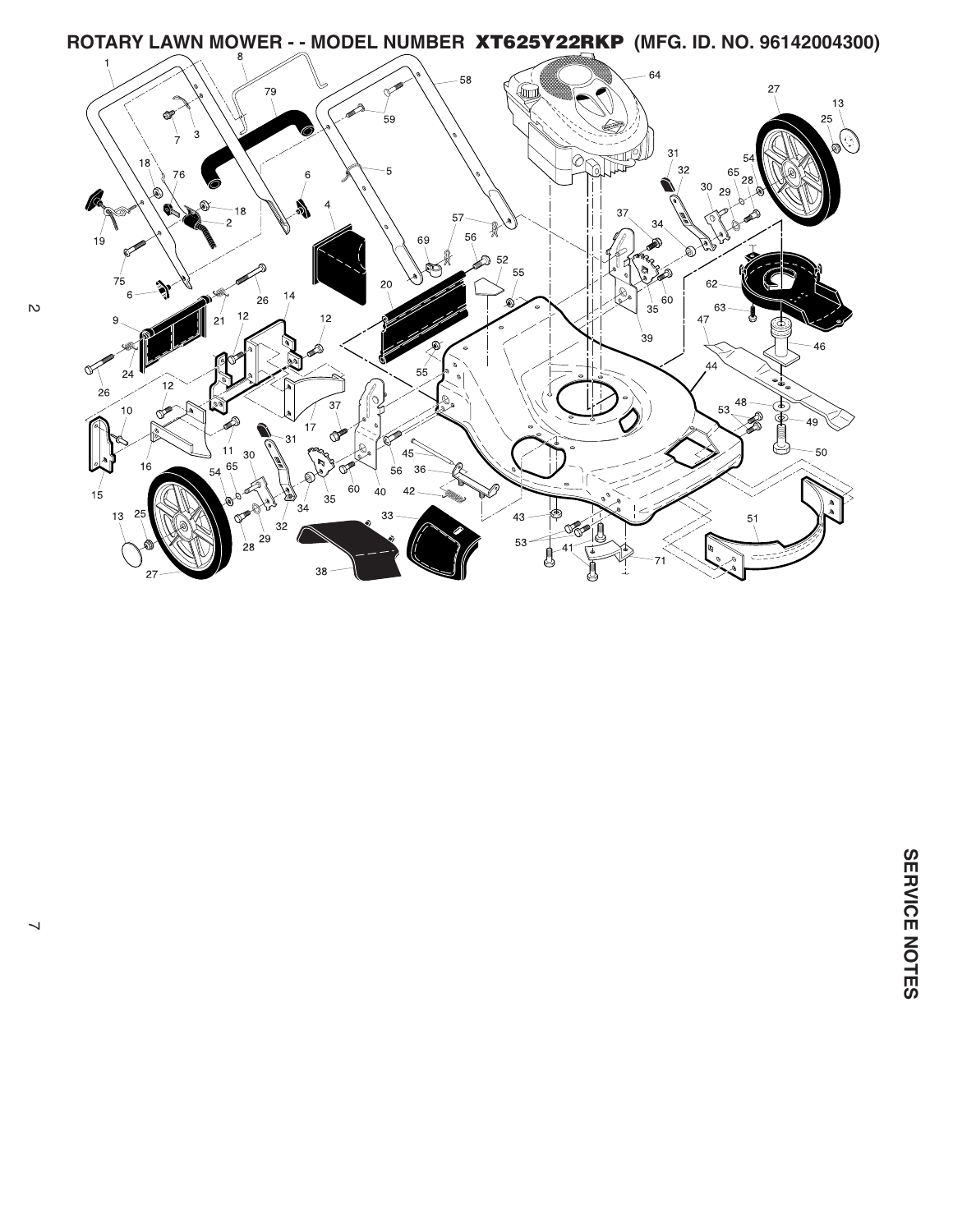# ROTARY LAWN MOWER - - MODEL NUMBER XT625Y22RKP (MFG. ID. NO. 96142004300)

SERVICE NOTES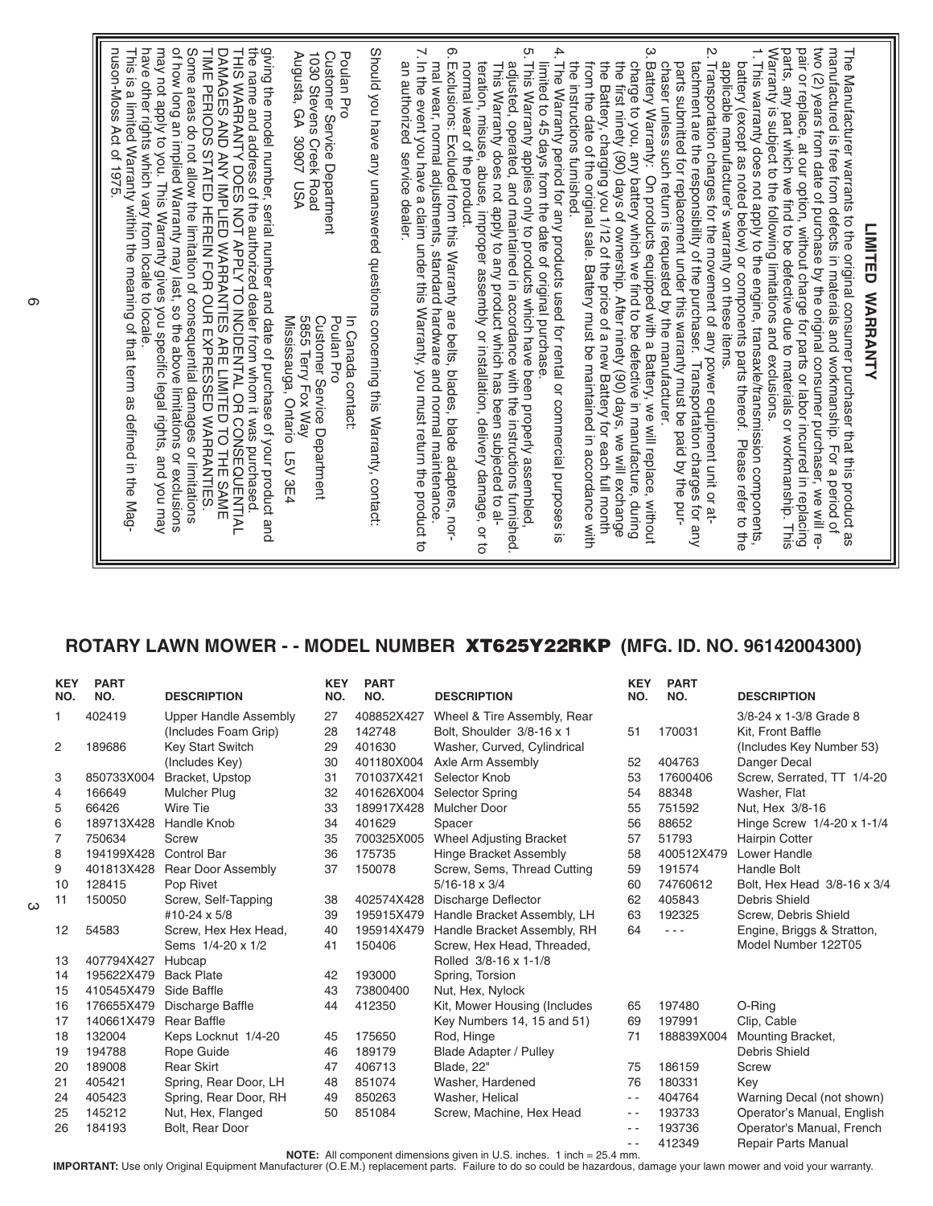## LIMITED WARRANTY

The Manufacturer warrants to the original consumer purchaser that this product as manufactured is free from defects in materials and workmanship. For a period of two (2) years from date of purchase by the original consumer purchaser, we will repair or replace, at our option, without charge for parts or labor incurred in replacing parts, any part which we find to be defective due to materials or workmanship. This Warranty is subject to the following limitations and exclusions.

1. This warranty does not apply to the engine, transaxle/transmission components, battery (except as noted below) or components parts thereof. Please refer to the applicable manufacturer's warranty on these items.
2. Transportation charges for the movement of any power equipment unit or attachment are the responsibility of the purchaser. Transportation charges for any parts submitted for replacement under this warranty must be paid by the purchaser unless such return is requested by the manufacturer.
3. Battery Warranty: On products equipped with a Battery, we will replace, without charge to you, any battery which we find to be defective in manufacture, during the first ninety (90) days of ownership. After ninety (90) days, we will exchange the Battery, charging you 1/12 of the price of a new Battery for each full month from the date of the original sale. Battery must be maintained in accordance with the instructions furnished.
4. The Warranty period for any products used for rental or commercial purposes is limited to 45 days from the date of original purchase.
5. This Warranty applies only to products which have been properly assembled, adjusted, operated, and maintained in accordance with the instructions furnished. This Warranty does not apply to any product which has been subjected to alteration, misuse, abuse, improper assembly or installation, delivery damage, or to normal wear of the product.
6. Exclusions: Excluded from this Warranty are belts, blades, blade adapters, normal wear, normal adjustments, standard hardware and normal maintenance.
7. In the event you have a claim under this Warranty, you must return the product to an authorized service dealer.

Should you have any unanswered questions concerning this Warranty, contact:

Poulan Pro
Customer Service Department
1030 Stevens Creek Road
Augusta, GA 30907 USA

In Canada contact:
Poulan Pro
Customer Service Department
5855 Terry Fox Way
Mississauga, Ontario L5V 3E4

giving the model number, serial number and date of purchase of your product and the name and address of the authorized dealer from whom it was purchased.

THIS WARRANTY DOES NOT APPLY TO INCIDENTAL OR CONSEQUENTIAL DAMAGES AND ANY IMPLIED WARRANTIES ARE LIMITED TO THE SAME TIME PERIODS STATED HEREIN FOR OUR EXPRESSED WARRANTIES.

Some areas do not allow the limitation of consequential damages or limitations of how long an implied Warranty may last, so the above limitations or exclusions may not apply to you. This Warranty gives you specific legal rights, and you may have other rights which vary from locale to locale.

This is a Limited Warranty within the meaning of that term as defined in the Magnuson-Moss Act of 1975.

## ROTARY LAWN MOWER - - MODEL NUMBER XT625Y22RKP (MFG. ID. NO. 96142004300)

| KEY NO. | PART NO. | DESCRIPTION |
|---|---|---|
| 1 | 402419 | Upper Handle Assembly (Includes Foam Grip) |
| 2 | 189686 | Key Start Switch (Includes Key) |
| 3 | 850733X004 | Bracket, Upstop |
| 4 | 166649 | Mulcher Plug |
| 5 | 66426 | Wire Tie |
| 6 | 189713X428 | Handle Knob |
| 7 | 750634 | Screw |
| 8 | 194199X428 | Control Bar |
| 9 | 401813X428 | Rear Door Assembly |
| 10 | 128415 | Pop Rivet |
| 11 | 150050 | Screw, Self-Tapping #10-24 x 5/8 |
| 12 | 54583 | Screw, Hex Hex Head, Sems 1/4-20 x 1/2 |
| 13 | 407794X427 | Hubcap |
| 14 | 195622X479 | Back Plate |
| 15 | 410545X479 | Side Baffle |
| 16 | 176655X479 | Discharge Baffle |
| 17 | 140661X479 | Rear Baffle |
| 18 | 132004 | Keps Locknut 1/4-20 |
| 19 | 194788 | Rope Guide |
| 20 | 189008 | Rear Skirt |
| 21 | 405421 | Spring, Rear Door, LH |
| 24 | 405423 | Spring, Rear Door, RH |
| 25 | 145212 | Nut, Hex, Flanged |
| 26 | 184193 | Bolt, Rear Door |
| 27 | 408852X427 | Wheel & Tire Assembly, Rear |
| 28 | 142748 | Bolt, Shoulder 3/8-16 x 1 |
| 29 | 401630 | Washer, Curved, Cylindrical |
| 30 | 401180X004 | Axle Arm Assembly |
| 31 | 701037X421 | Selector Knob |
| 32 | 401626X004 | Selector Spring |
| 33 | 189917X428 | Mulcher Door |
| 34 | 401629 | Spacer |
| 35 | 700325X005 | Wheel Adjusting Bracket |
| 36 | 175735 | Hinge Bracket Assembly |
| 37 | 150078 | Screw, Sems, Thread Cutting 5/16-18 x 3/4 |
| 38 | 402574X428 | Discharge Deflector |
| 39 | 195915X479 | Handle Bracket Assembly, LH |
| 40 | 195914X479 | Handle Bracket Assembly, RH |
| 41 | 150406 | Screw, Hex Head, Threaded, Rolled 3/8-16 x 1-1/8 |
| 42 | 193000 | Spring, Torsion |
| 43 | 73800400 | Nut, Hex, Nylock |
| 44 | 412350 | Kit, Mower Housing (Includes Key Numbers 14, 15 and 51) |
| 45 | 175650 | Rod, Hinge |
| 46 | 189179 | Blade Adapter / Pulley |
| 47 | 406713 | Blade, 22" |
| 48 | 851074 | Washer, Hardened |
| 49 | 850263 | Washer, Helical |
| 50 | 851084 | Screw, Machine, Hex Head 3/8-24 x 1-3/8 Grade 8 |
| 51 | 170031 | Kit, Front Baffle (Includes Key Number 53) |
| 52 | 404763 | Danger Decal |
| 53 | 17600406 | Screw, Serrated, TT 1/4-20 |
| 54 | 88348 | Washer, Flat |
| 55 | 751592 | Nut, Hex 3/8-16 |
| 56 | 88652 | Hinge Screw 1/4-20 x 1-1/4 |
| 57 | 51793 | Hairpin Cotter |
| 58 | 400512X479 | Lower Handle |
| 59 | 191574 | Handle Bolt |
| 60 | 74760612 | Bolt, Hex Head 3/8-16 x 3/4 |
| 62 | 405843 | Debris Shield |
| 63 | 192325 | Screw, Debris Shield |
| 64 | - - - | Engine, Briggs & Stratton, Model Number 122T05 |
| 65 | 197480 | O-Ring |
| 69 | 197991 | Clip, Cable |
| 71 | 188839X004 | Mounting Bracket, Debris Shield |
| 75 | 186159 | Screw |
| 76 | 180331 | Key |
| - - | 404764 | Warning Decal (not shown) |
| - - | 193733 | Operator's Manual, English |
| - - | 193736 | Operator's Manual, French |
| - - | 412349 | Repair Parts Manual |

**NOTE:** All component dimensions given in U.S. inches. 1 inch = 25.4 mm.

**IMPORTANT:** Use only Original Equipment Manufacturer (O.E.M.) replacement parts. Failure to do so could be hazardous, damage your lawn mower and void your warranty.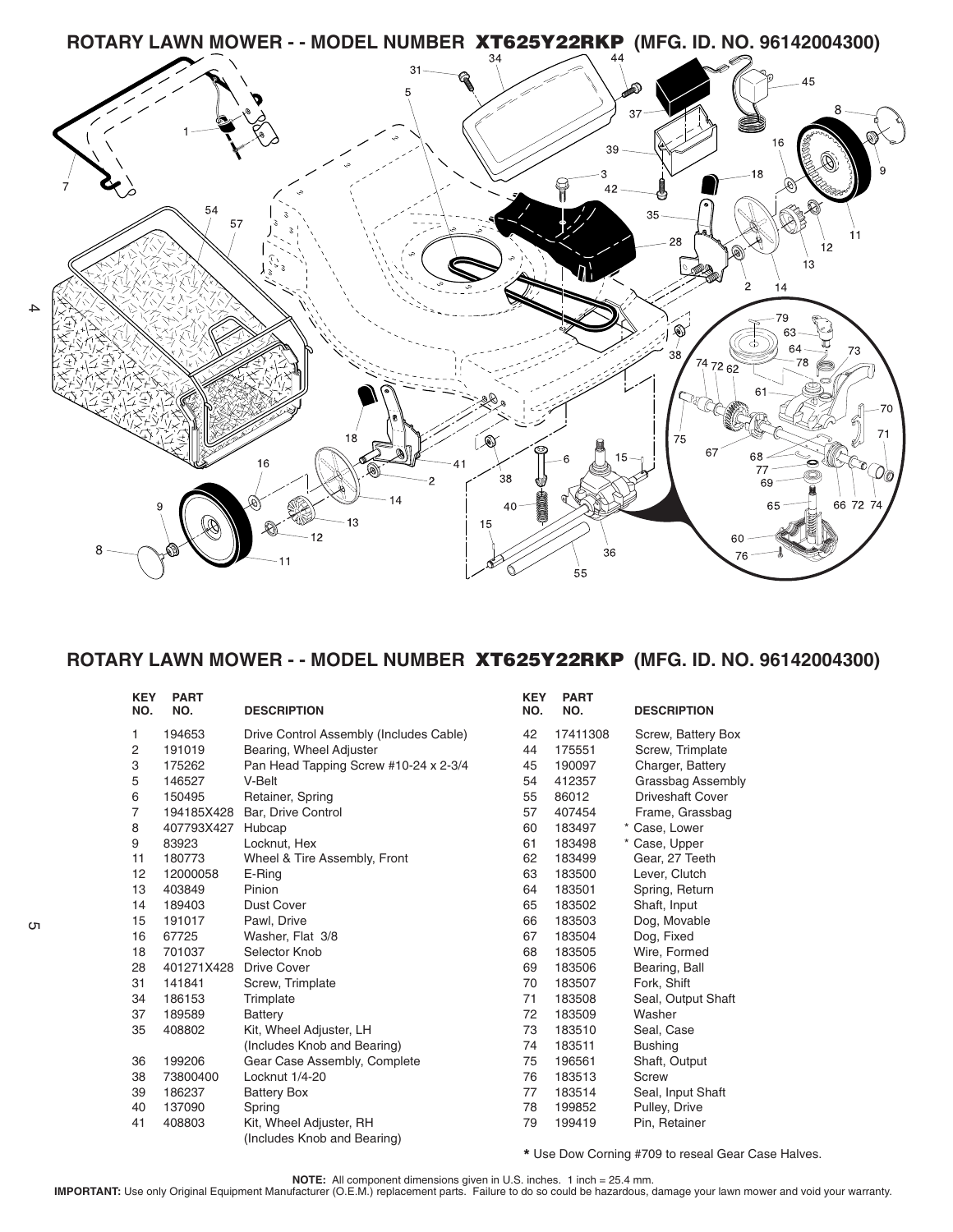## ROTARY LAWN MOWER - - MODEL NUMBER XT625Y22RKP (MFG. ID. NO. 96142004300)

31
34
44
45
8
5
37
16
9
1
39
3
18
7
42
35
11
54
57
28
12
13
2
14
79
63
64
73
38
74
72
62
78
61
70
71
18
75
67
68
15
6
16
41
2
77
69
38
14
9
40
65
66
72
74
13
15
12
8
60
36
76
11
55

## ROTARY LAWN MOWER - - MODEL NUMBER XT625Y22RKP (MFG. ID. NO. 96142004300)

| KEY NO. | PART NO. | DESCRIPTION |
|---|---|---|
| 1 | 194653 | Drive Control Assembly (Includes Cable) |
| 2 | 191019 | Bearing, Wheel Adjuster |
| 3 | 175262 | Pan Head Tapping Screw #10-24 x 2-3/4 |
| 5 | 146527 | V-Belt |
| 6 | 150495 | Retainer, Spring |
| 7 | 194185X428 | Bar, Drive Control |
| 8 | 407793X427 | Hubcap |
| 9 | 83923 | Locknut, Hex |
| 11 | 180773 | Wheel & Tire Assembly, Front |
| 12 | 12000058 | E-Ring |
| 13 | 403849 | Pinion |
| 14 | 189403 | Dust Cover |
| 15 | 191017 | Pawl, Drive |
| 16 | 67725 | Washer, Flat 3/8 |
| 18 | 701037 | Selector Knob |
| 28 | 401271X428 | Drive Cover |
| 31 | 141841 | Screw, Trimplate |
| 34 | 186153 | Trimplate |
| 37 | 189589 | Battery |
| 35 | 408802 | Kit, Wheel Adjuster, LH (Includes Knob and Bearing) |
| 36 | 199206 | Gear Case Assembly, Complete |
| 38 | 73800400 | Locknut 1/4-20 |
| 39 | 186237 | Battery Box |
| 40 | 137090 | Spring |
| 41 | 408803 | Kit, Wheel Adjuster, RH (Includes Knob and Bearing) |
| 42 | 17411308 | Screw, Battery Box |
| 44 | 175551 | Screw, Trimplate |
| 45 | 190097 | Charger, Battery |
| 54 | 412357 | Grassbag Assembly |
| 55 | 86012 | Driveshaft Cover |
| 57 | 407454 | Frame, Grassbag |
| 60 | 183497 | * Case, Lower |
| 61 | 183498 | * Case, Upper |
| 62 | 183499 | Gear, 27 Teeth |
| 63 | 183500 | Lever, Clutch |
| 64 | 183501 | Spring, Return |
| 65 | 183502 | Shaft, Input |
| 66 | 183503 | Dog, Movable |
| 67 | 183504 | Dog, Fixed |
| 68 | 183505 | Wire, Formed |
| 69 | 183506 | Bearing, Ball |
| 70 | 183507 | Fork, Shift |
| 71 | 183508 | Seal, Output Shaft |
| 72 | 183509 | Washer |
| 73 | 183510 | Seal, Case |
| 74 | 183511 | Bushing |
| 75 | 196561 | Shaft, Output |
| 76 | 183513 | Screw |
| 77 | 183514 | Seal, Input Shaft |
| 78 | 199852 | Pulley, Drive |
| 79 | 199419 | Pin, Retainer |

**\*** Use Dow Corning #709 to reseal Gear Case Halves.

**NOTE:** All component dimensions given in U.S. inches. 1 inch = 25.4 mm.

**IMPORTANT:** Use only Original Equipment Manufacturer (O.E.M.) replacement parts. Failure to do so could be hazardous, damage your lawn mower and void your warranty.